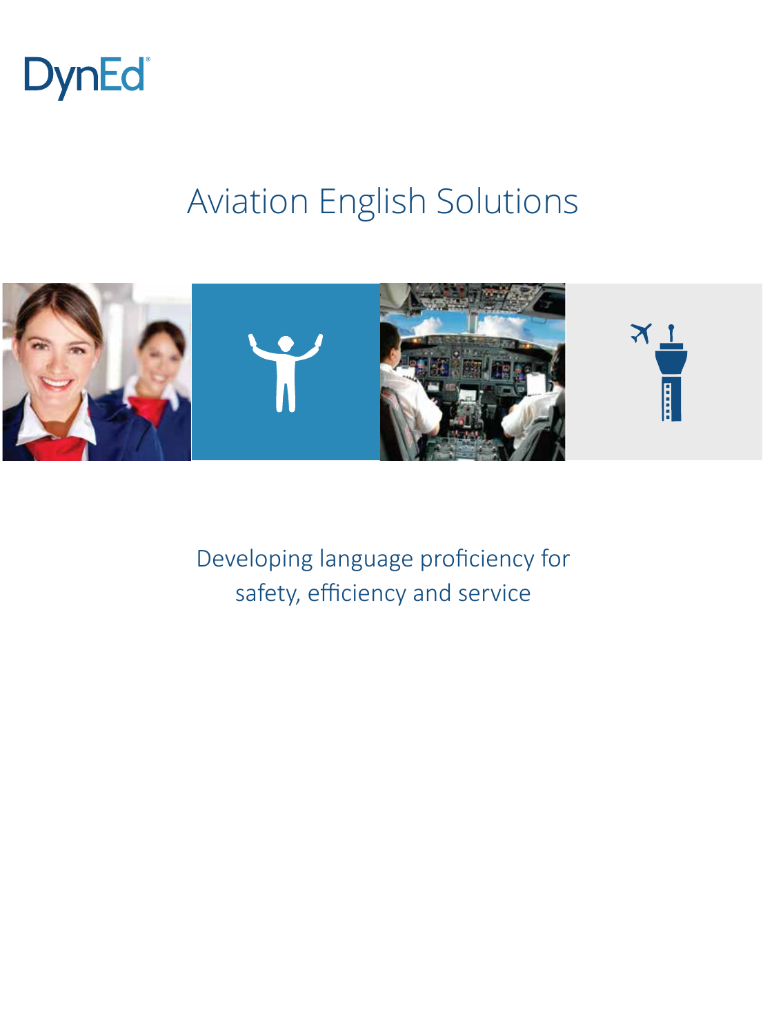DynEd®

# Aviation English Solutions

Developing language proficiency for safety, efficiency and service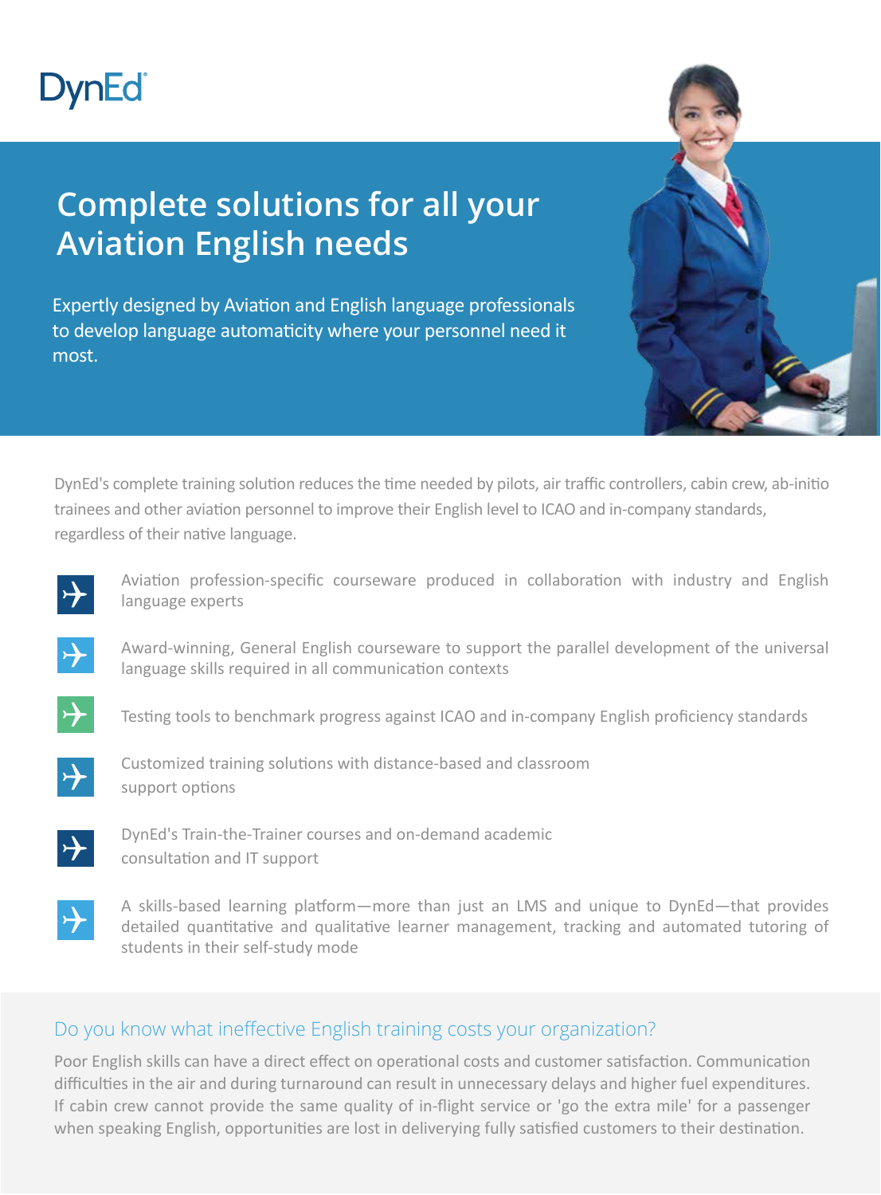DynEd

# Complete solutions for all your Aviation English needs

Expertly designed by Aviation and English language professionals to develop language automaticity where your personnel need it most.

DynEd's complete training solution reduces the time needed by pilots, air traffic controllers, cabin crew, ab-initio trainees and other aviation personnel to improve their English level to ICAO and in-company standards, regardless of their native language.

- Aviation profession-specific courseware produced in collaboration with industry and English language experts
- Award-winning, General English courseware to support the parallel development of the universal language skills required in all communication contexts
- Testing tools to benchmark progress against ICAO and in-company English proficiency standards
- Customized training solutions with distance-based and classroom support options
- DynEd's Train-the-Trainer courses and on-demand academic consultation and IT support
- A skills-based learning platform—more than just an LMS and unique to DynEd—that provides detailed quantitative and qualitative learner management, tracking and automated tutoring of students in their self-study mode

## Do you know what ineffective English training costs your organization?

Poor English skills can have a direct effect on operational costs and customer satisfaction. Communication difficulties in the air and during turnaround can result in unnecessary delays and higher fuel expenditures. If cabin crew cannot provide the same quality of in-flight service or 'go the extra mile' for a passenger when speaking English, opportunities are lost in deliverying fully satisfied customers to their destination.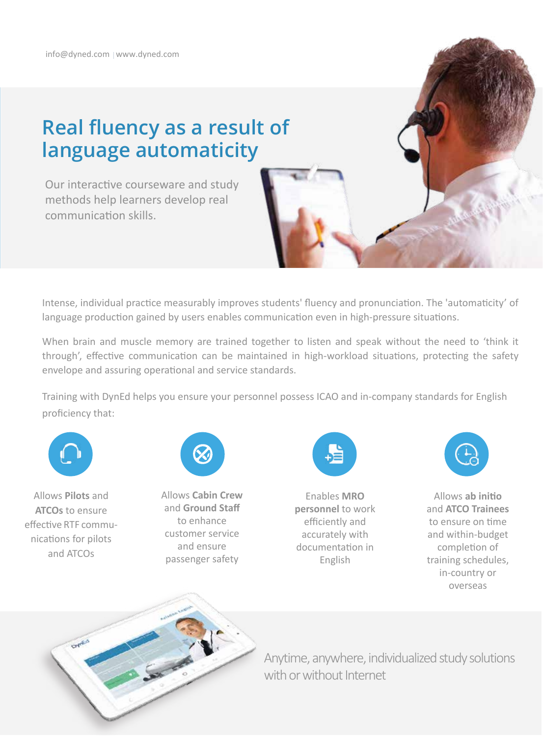info@dyned.com | www.dyned.com

# Real fluency as a result of language automaticity

Our interactive courseware and study methods help learners develop real communication skills.

Intense, individual practice measurably improves students' fluency and pronunciation. The 'automaticity' of language production gained by users enables communication even in high-pressure situations.

When brain and muscle memory are trained together to listen and speak without the need to 'think it through', effective communication can be maintained in high-workload situations, protecting the safety envelope and assuring operational and service standards.

Training with DynEd helps you ensure your personnel possess ICAO and in-company standards for English proficiency that:

- Allows **Pilots** and **ATCOs** to ensure effective RTF communications for pilots and ATCOs
- Allows **Cabin Crew** and **Ground Staff** to enhance customer service and ensure passenger safety
- Enables **MRO personnel** to work efficiently and accurately with documentation in English
- Allows **ab initio** and **ATCO Trainees** to ensure on time and within-budget completion of training schedules, in-country or overseas

Anytime, anywhere, individualized study solutions with or without Internet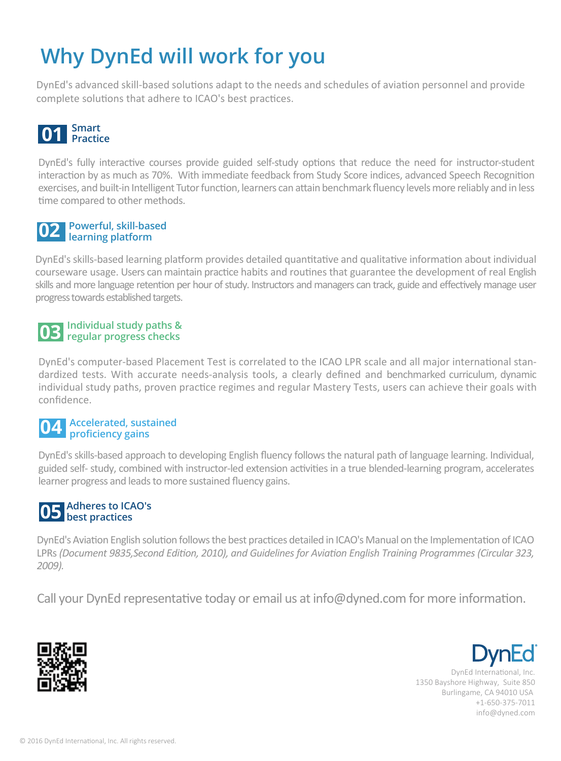# Why DynEd will work for you

DynEd's advanced skill-based solutions adapt to the needs and schedules of aviation personnel and provide complete solutions that adhere to ICAO's best practices.

## 01 Smart Practice

DynEd's fully interactive courses provide guided self-study options that reduce the need for instructor-student interaction by as much as 70%. With immediate feedback from Study Score indices, advanced Speech Recognition exercises, and built-in Intelligent Tutor function, learners can attain benchmark fluency levels more reliably and in less time compared to other methods.

## 02 Powerful, skill-based learning platform

DynEd's skills-based learning platform provides detailed quantitative and qualitative information about individual courseware usage. Users can maintain practice habits and routines that guarantee the development of real English skills and more language retention per hour of study. Instructors and managers can track, guide and effectively manage user progress towards established targets.

## 03 Individual study paths & regular progress checks

DynEd's computer-based Placement Test is correlated to the ICAO LPR scale and all major international standardized tests. With accurate needs-analysis tools, a clearly defined and benchmarked curriculum, dynamic individual study paths, proven practice regimes and regular Mastery Tests, users can achieve their goals with confidence.

## 04 Accelerated, sustained proficiency gains

DynEd's skills-based approach to developing English fluency follows the natural path of language learning. Individual, guided self- study, combined with instructor-led extension activities in a true blended-learning program, accelerates learner progress and leads to more sustained fluency gains.

## 05 Adheres to ICAO's best practices

DynEd's Aviation English solution follows the best practices detailed in ICAO's Manual on the Implementation of ICAO LPRs *(Document 9835,Second Edition, 2010), and Guidelines for Aviation English Training Programmes (Circular 323, 2009).*

Call your DynEd representative today or email us at info@dyned.com for more information.

DynEd

DynEd International, Inc.
1350 Bayshore Highway, Suite 850
Burlingame, CA 94010 USA
+1-650-375-7011
info@dyned.com

© 2016 DynEd International, Inc. All rights reserved.